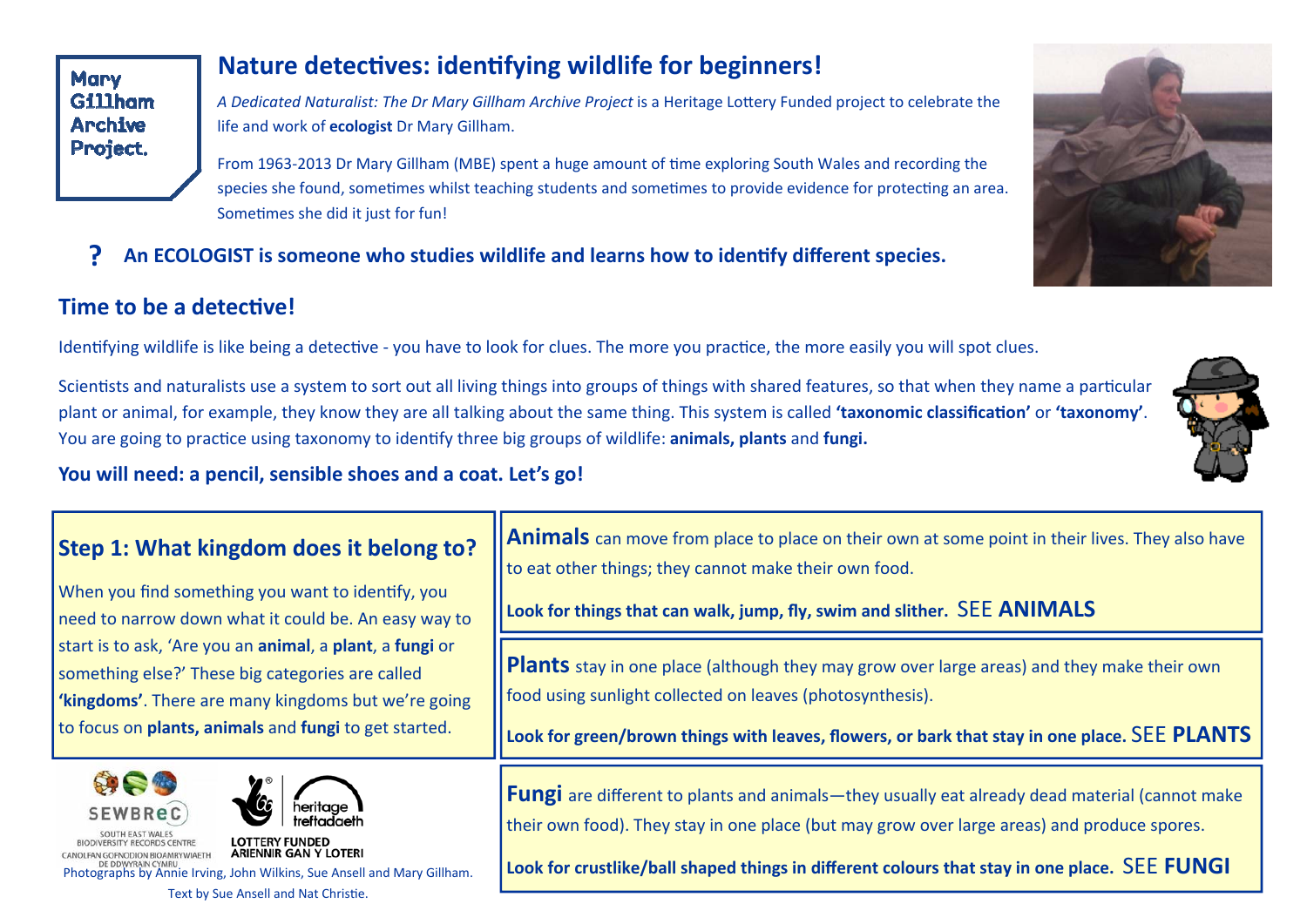Mary Gillham Archive Project.

# Nature detectives: identifying wildlife for beginners!

*A Dedicated Naturalist: The Dr Mary Gillham Archive Project* is a Heritage Lottery Funded project to celebrate the life and work of **ecologist** Dr Mary Gillham.

From 1963-2013 Dr Mary Gillham (MBE) spent a huge amount of time exploring South Wales and recording the species she found, sometimes whilst teaching students and sometimes to provide evidence for protecting an area. Sometimes she did it just for fun!

**? An ECOLOGIST is someone who studies wildlife and learns how to identify different species.**

## Time to be a detective!

Identifying wildlife is like being a detective - you have to look for clues. The more you practice, the more easily you will spot clues.

Scientists and naturalists use a system to sort out all living things into groups of things with shared features, so that when they name a particular plant or animal, for example, they know they are all talking about the same thing. This system is called **'taxonomic classification'** or **'taxonomy'**. You are going to practice using taxonomy to identify three big groups of wildlife: **animals, plants** and **fungi.**

**You will need: a pencil, sensible shoes and a coat. Let's go!**

## Step 1: What kingdom does it belong to?

When you find something you want to identify, you need to narrow down what it could be. An easy way to start is to ask, 'Are you an **animal**, a **plant**, a **fungi** or something else?' These big categories are called **'kingdoms'**. There are many kingdoms but we're going to focus on **plants, animals** and **fungi** to get started.

**Animals** can move from place to place on their own at some point in their lives. They also have to eat other things; they cannot make their own food.

**Look for things that can walk, jump, fly, swim and slither.** SEE **ANIMALS**

**Plants** stay in one place (although they may grow over large areas) and they make their own food using sunlight collected on leaves (photosynthesis).

**Look for green/brown things with leaves, flowers, or bark that stay in one place.** SEE **PLANTS**

**Fungi** are different to plants and animals—they usually eat already dead material (cannot make their own food). They stay in one place (but may grow over large areas) and produce spores.

**Look for crustlike/ball shaped things in different colours that stay in one place.** SEE **FUNGI**

SEWBReC South East Wales Biodiversity Records Centre / Canolfan Gofnodion Bioamrywiaeth De Ddwyrain Cymru

heritage treftadaeth — LOTTERY FUNDED / ARIENNIR GAN Y LOTERI

Photographs by Annie Irving, John Wilkins, Sue Ansell and Mary Gillham.
Text by Sue Ansell and Nat Christie.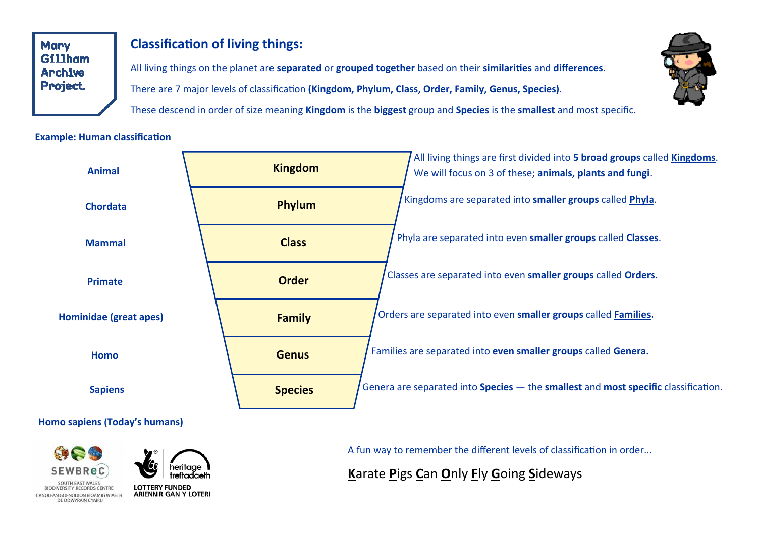Mary Gillham Archive Project.

## Classification of living things:

All living things on the planet are **separated** or **grouped together** based on their **similarities** and **differences**.

There are 7 major levels of classification **(Kingdom, Phylum, Class, Order, Family, Genus, Species)**.

These descend in order of size meaning **Kingdom** is the **biggest** group and **Species** is the **smallest** and most specific.

### Example: Human classification

| Example | Level | Description |
|---|---|---|
| Animal | **Kingdom** | All living things are first divided into **5 broad groups** called **Kingdoms**. We will focus on 3 of these; **animals, plants and fungi**. |
| Chordata | **Phylum** | Kingdoms are separated into **smaller groups** called **Phyla**. |
| Mammal | **Class** | Phyla are separated into even **smaller groups** called **Classes**. |
| Primate | **Order** | Classes are separated into even **smaller groups** called **Orders.** |
| Hominidae (great apes) | **Family** | Orders are separated into even **smaller groups** called **Families.** |
| Homo | **Genus** | Families are separated into **even smaller groups** called **Genera.** |
| Sapiens | **Species** | Genera are separated into **Species** — the **smallest** and **most specific** classification. |

**Homo sapiens (Today's humans)**

SEWBReC South East Wales Biodiversity Records Centre / Canolfan Gofnodion Bioamrywiaeth De Ddwyrain Cymru

heritage treftadaeth — LOTTERY FUNDED / ARIENNIR GAN Y LOTERI

A fun way to remember the different levels of classification in order…

**K**arate **P**igs **C**an **O**nly **F**ly **G**oing **S**ideways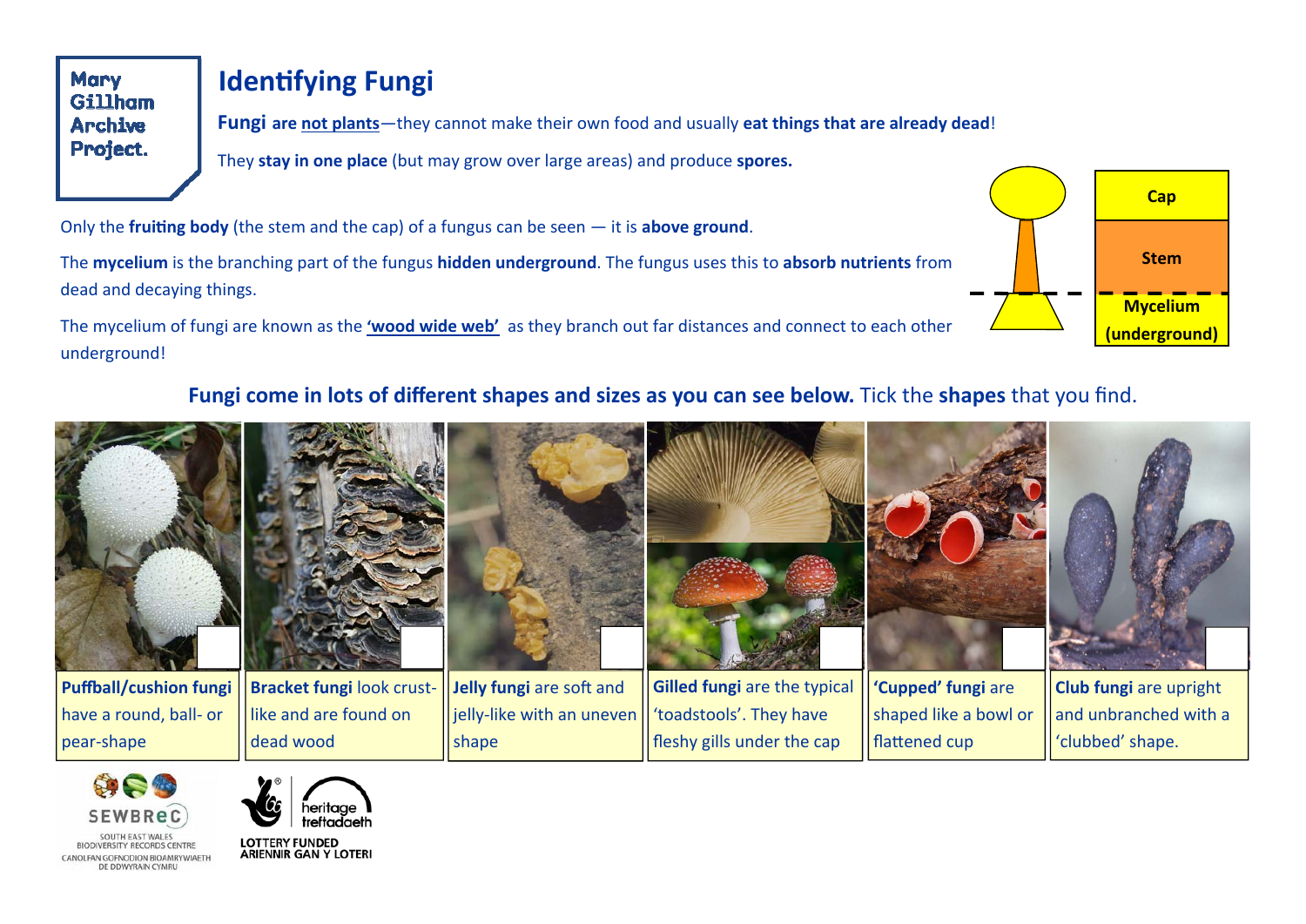Mary Gillham Archive Project.

# Identifying Fungi

**Fungi are not plants**—they cannot make their own food and usually **eat things that are already dead**!

They **stay in one place** (but may grow over large areas) and produce **spores.**

Only the **fruiting body** (the stem and the cap) of a fungus can be seen — it is **above ground**.

The **mycelium** is the branching part of the fungus **hidden underground**. The fungus uses this to **absorb nutrients** from dead and decaying things.

The mycelium of fungi are known as the **'wood wide web'** as they branch out far distances and connect to each other underground!

Cap

Stem

Mycelium (underground)

## Fungi come in lots of different shapes and sizes as you can see below. Tick the shapes that you find.

| **Puffball/cushion fungi** have a round, ball- or pear-shape | **Bracket fungi** look crust-like and are found on dead wood | **Jelly fungi** are soft and jelly-like with an uneven shape | **Gilled fungi** are the typical 'toadstools'. They have fleshy gills under the cap | **'Cupped' fungi** are shaped like a bowl or flattened cup | **Club fungi** are upright and unbranched with a 'clubbed' shape. |
|---|---|---|---|---|---|

SEWBReC SOUTH EAST WALES BIODIVERSITY RECORDS CENTRE CANOLFAN GOFNODION BIOAMRYWIAETH DE DDWYRAIN CYMRU

heritage treftadaeth LOTTERY FUNDED ARIENNIR GAN Y LOTERI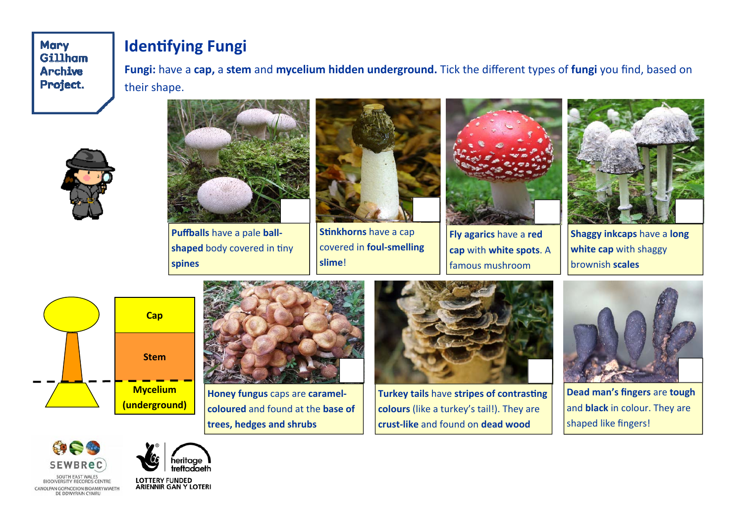Mary Gillham Archive Project.

# Identifying Fungi

**Fungi:** have a **cap,** a **stem** and **mycelium hidden underground.** Tick the different types of **fungi** you find, based on their shape.

**Puffballs** have a pale **ball-shaped** body covered in tiny **spines**

**Stinkhorns** have a cap covered in **foul-smelling slime**!

**Fly agarics** have a **red cap** with **white spots**. A famous mushroom

**Shaggy inkcaps** have a **long white cap** with shaggy brownish **scales**

**Cap**

**Stem**

**Mycelium (underground)**

**Honey fungus** caps are **caramel-coloured** and found at the **base of trees, hedges and shrubs**

**Turkey tails** have **stripes of contrasting colours** (like a turkey's tail!). They are **crust-like** and found on **dead wood**

**Dead man's fingers** are **tough** and **black** in colour. They are shaped like fingers!

SEWBReC
SOUTH EAST WALES BIODIVERSITY RECORDS CENTRE
CANOLFAN GOFNODION BIOAMRYWIAETH DE DDWYRAIN CYMRU

heritage treftadaeth
LOTTERY FUNDED
ARIENNIR GAN Y LOTERI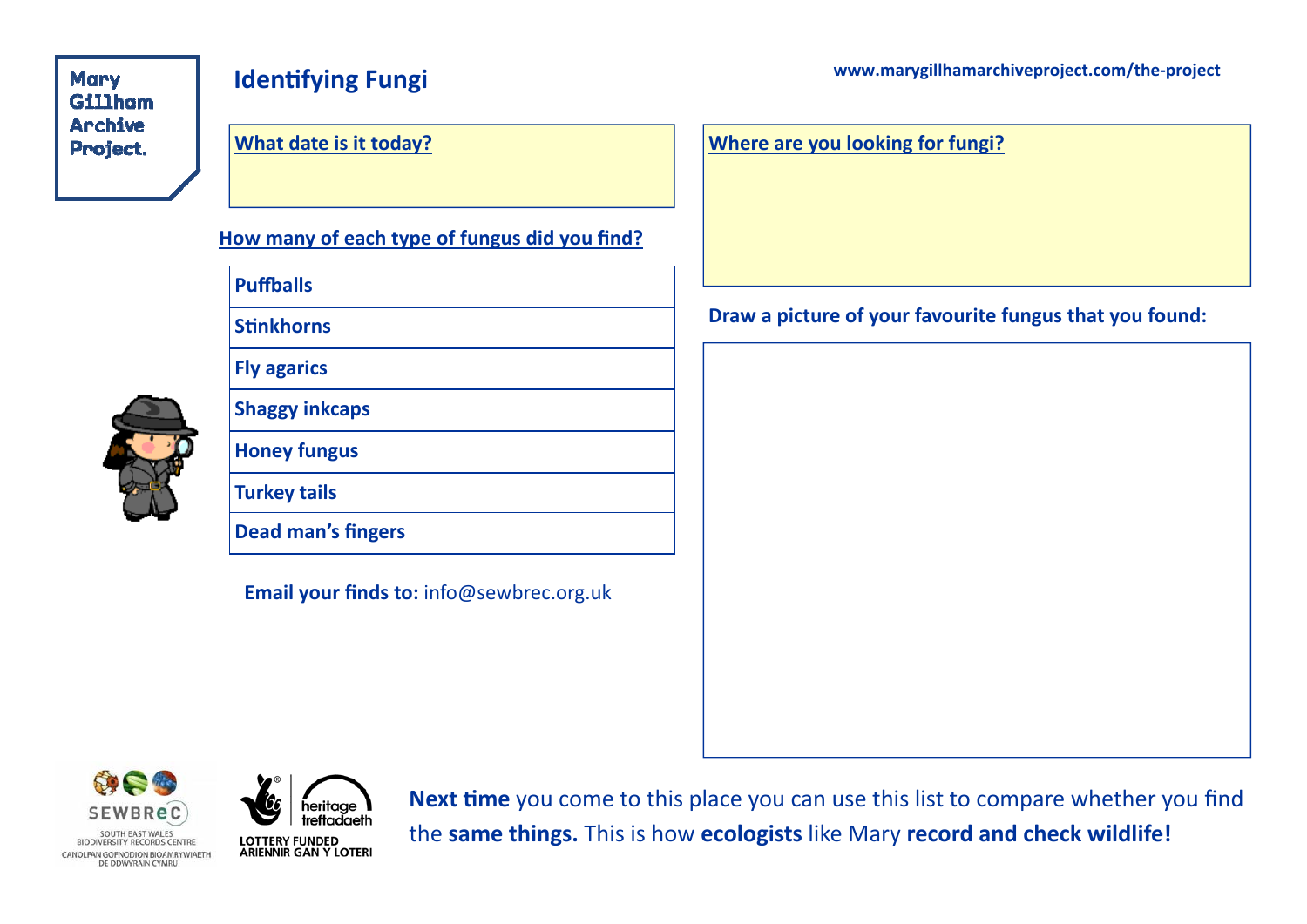Mary Gillham Archive Project.

# Identifying Fungi

www.marygillhamarchiveproject.com/the-project

**What date is it today?**

**Where are you looking for fungi?**

**How many of each type of fungus did you find?**

| | |
|---|---|
| **Puffballs** | |
| **Stinkhorns** | |
| **Fly agarics** | |
| **Shaggy inkcaps** | |
| **Honey fungus** | |
| **Turkey tails** | |
| **Dead man's fingers** | |

**Draw a picture of your favourite fungus that you found:**

**Email your finds to:** info@sewbrec.org.uk

SEWBReC
SOUTH EAST WALES BIODIVERSITY RECORDS CENTRE
CANOLFAN GOFNODION BIOAMRYWIAETH DE DDWYRAIN CYMRU

heritage treftadaeth
LOTTERY FUNDED
ARIENNIR GAN Y LOTERI

**Next time** you come to this place you can use this list to compare whether you find the **same things.** This is how **ecologists** like Mary **record and check wildlife!**